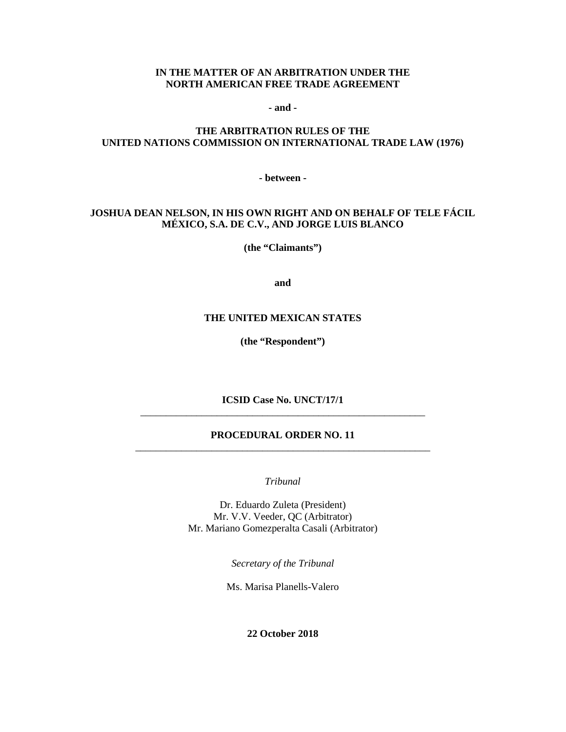**IN THE MATTER OF AN ARBITRATION UNDER THE NORTH AMERICAN FREE TRADE AGREEMENT**

**- and -**

**THE ARBITRATION RULES OF THE UNITED NATIONS COMMISSION ON INTERNATIONAL TRADE LAW (1976)**

**- between -**

**JOSHUA DEAN NELSON, IN HIS OWN RIGHT AND ON BEHALF OF TELE FÁCIL MÉXICO, S.A. DE C.V., AND JORGE LUIS BLANCO**

**(the "Claimants")**

**and**

**THE UNITED MEXICAN STATES**

**(the "Respondent")**

**ICSID Case No. UNCT/17/1**

---

**PROCEDURAL ORDER NO. 11**

---

*Tribunal*

Dr. Eduardo Zuleta (President)
Mr. V.V. Veeder, QC (Arbitrator)
Mr. Mariano Gomezperalta Casali (Arbitrator)

*Secretary of the Tribunal*

Ms. Marisa Planells-Valero

**22 October 2018**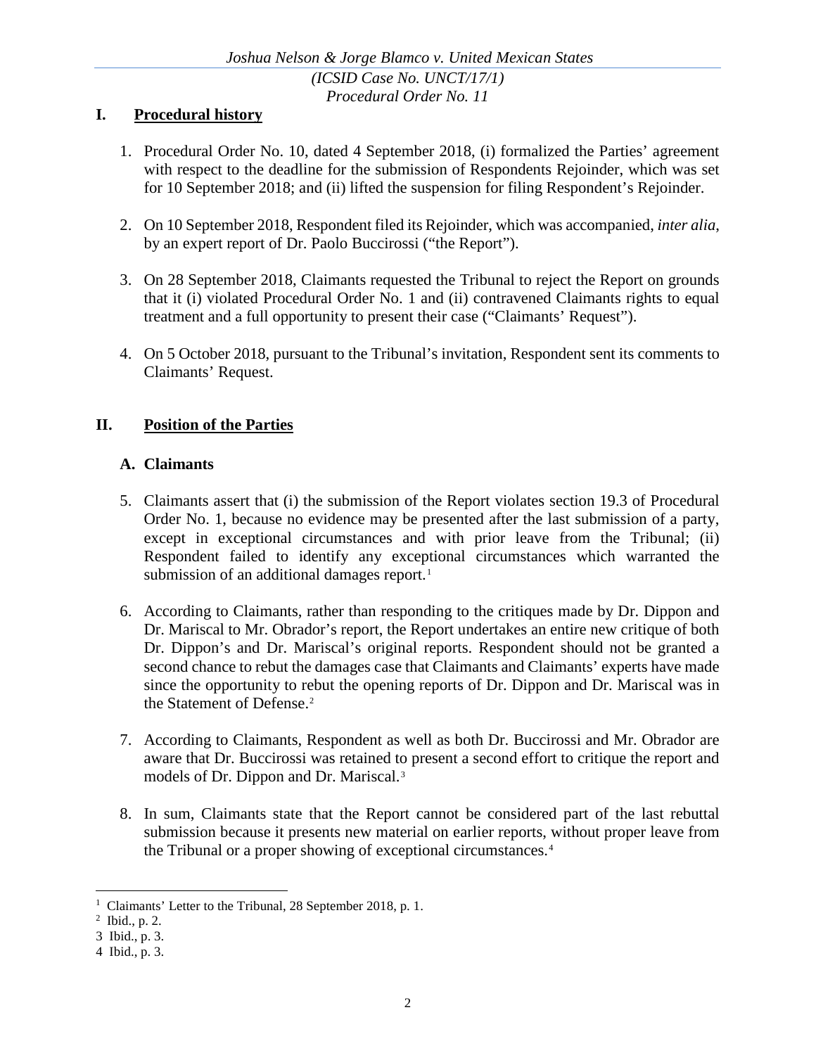## I. Procedural history

1. Procedural Order No. 10, dated 4 September 2018, (i) formalized the Parties' agreement with respect to the deadline for the submission of Respondents Rejoinder, which was set for 10 September 2018; and (ii) lifted the suspension for filing Respondent's Rejoinder.

2. On 10 September 2018, Respondent filed its Rejoinder, which was accompanied, *inter alia*, by an expert report of Dr. Paolo Buccirossi ("the Report").

3. On 28 September 2018, Claimants requested the Tribunal to reject the Report on grounds that it (i) violated Procedural Order No. 1 and (ii) contravened Claimants rights to equal treatment and a full opportunity to present their case ("Claimants' Request").

4. On 5 October 2018, pursuant to the Tribunal's invitation, Respondent sent its comments to Claimants' Request.

## II. Position of the Parties

### A. Claimants

5. Claimants assert that (i) the submission of the Report violates section 19.3 of Procedural Order No. 1, because no evidence may be presented after the last submission of a party, except in exceptional circumstances and with prior leave from the Tribunal; (ii) Respondent failed to identify any exceptional circumstances which warranted the submission of an additional damages report.[1]

6. According to Claimants, rather than responding to the critiques made by Dr. Dippon and Dr. Mariscal to Mr. Obrador's report, the Report undertakes an entire new critique of both Dr. Dippon's and Dr. Mariscal's original reports. Respondent should not be granted a second chance to rebut the damages case that Claimants and Claimants' experts have made since the opportunity to rebut the opening reports of Dr. Dippon and Dr. Mariscal was in the Statement of Defense.[2]

7. According to Claimants, Respondent as well as both Dr. Buccirossi and Mr. Obrador are aware that Dr. Buccirossi was retained to present a second effort to critique the report and models of Dr. Dippon and Dr. Mariscal.[3]

8. In sum, Claimants state that the Report cannot be considered part of the last rebuttal submission because it presents new material on earlier reports, without proper leave from the Tribunal or a proper showing of exceptional circumstances.[4]

---

[1] Claimants' Letter to the Tribunal, 28 September 2018, p. 1.

[2] Ibid., p. 2.

[3] Ibid., p. 3.

[4] Ibid., p. 3.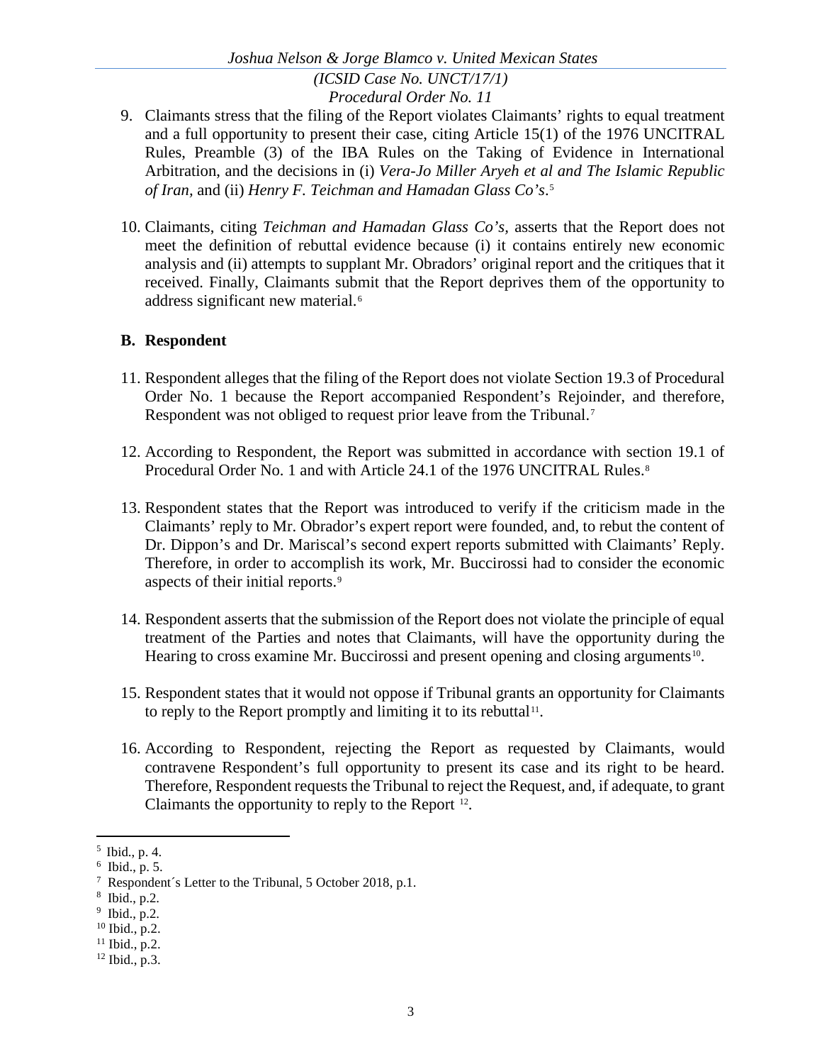9. Claimants stress that the filing of the Report violates Claimants' rights to equal treatment and a full opportunity to present their case, citing Article 15(1) of the 1976 UNCITRAL Rules, Preamble (3) of the IBA Rules on the Taking of Evidence in International Arbitration, and the decisions in (i) *Vera-Jo Miller Aryeh et al and The Islamic Republic of Iran,* and (ii) *Henry F. Teichman and Hamadan Glass Co's*.[5]

10. Claimants, citing *Teichman and Hamadan Glass Co's,* asserts that the Report does not meet the definition of rebuttal evidence because (i) it contains entirely new economic analysis and (ii) attempts to supplant Mr. Obradors' original report and the critiques that it received. Finally, Claimants submit that the Report deprives them of the opportunity to address significant new material.[6]

### B. Respondent

11. Respondent alleges that the filing of the Report does not violate Section 19.3 of Procedural Order No. 1 because the Report accompanied Respondent's Rejoinder, and therefore, Respondent was not obliged to request prior leave from the Tribunal.[7]

12. According to Respondent, the Report was submitted in accordance with section 19.1 of Procedural Order No. 1 and with Article 24.1 of the 1976 UNCITRAL Rules.[8]

13. Respondent states that the Report was introduced to verify if the criticism made in the Claimants' reply to Mr. Obrador's expert report were founded, and, to rebut the content of Dr. Dippon's and Dr. Mariscal's second expert reports submitted with Claimants' Reply. Therefore, in order to accomplish its work, Mr. Buccirossi had to consider the economic aspects of their initial reports.[9]

14. Respondent asserts that the submission of the Report does not violate the principle of equal treatment of the Parties and notes that Claimants, will have the opportunity during the Hearing to cross examine Mr. Buccirossi and present opening and closing arguments[10].

15. Respondent states that it would not oppose if Tribunal grants an opportunity for Claimants to reply to the Report promptly and limiting it to its rebuttal[11].

16. According to Respondent, rejecting the Report as requested by Claimants, would contravene Respondent's full opportunity to present its case and its right to be heard. Therefore, Respondent requests the Tribunal to reject the Request, and, if adequate, to grant Claimants the opportunity to reply to the Report [12].

---

[5] Ibid., p. 4.

[6] Ibid., p. 5.

[7] Respondent´s Letter to the Tribunal, 5 October 2018, p.1.

[8] Ibid., p.2.

[9] Ibid., p.2.

[10] Ibid., p.2.

[11] Ibid., p.2.

[12] Ibid., p.3.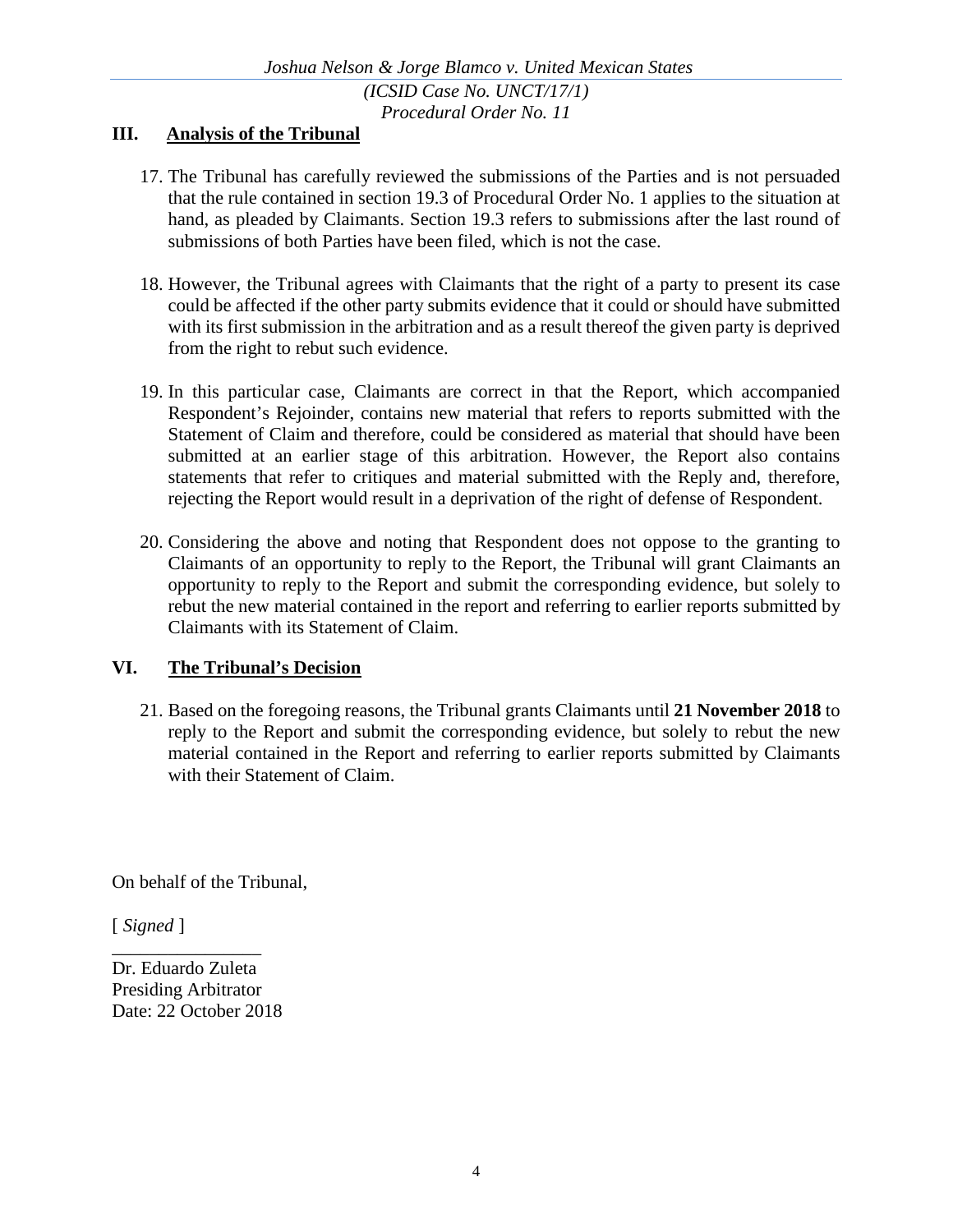## III. Analysis of the Tribunal

17. The Tribunal has carefully reviewed the submissions of the Parties and is not persuaded that the rule contained in section 19.3 of Procedural Order No. 1 applies to the situation at hand, as pleaded by Claimants. Section 19.3 refers to submissions after the last round of submissions of both Parties have been filed, which is not the case.

18. However, the Tribunal agrees with Claimants that the right of a party to present its case could be affected if the other party submits evidence that it could or should have submitted with its first submission in the arbitration and as a result thereof the given party is deprived from the right to rebut such evidence.

19. In this particular case, Claimants are correct in that the Report, which accompanied Respondent's Rejoinder, contains new material that refers to reports submitted with the Statement of Claim and therefore, could be considered as material that should have been submitted at an earlier stage of this arbitration. However, the Report also contains statements that refer to critiques and material submitted with the Reply and, therefore, rejecting the Report would result in a deprivation of the right of defense of Respondent.

20. Considering the above and noting that Respondent does not oppose to the granting to Claimants of an opportunity to reply to the Report, the Tribunal will grant Claimants an opportunity to reply to the Report and submit the corresponding evidence, but solely to rebut the new material contained in the report and referring to earlier reports submitted by Claimants with its Statement of Claim.

## VI. The Tribunal's Decision

21. Based on the foregoing reasons, the Tribunal grants Claimants until **21 November 2018** to reply to the Report and submit the corresponding evidence, but solely to rebut the new material contained in the Report and referring to earlier reports submitted by Claimants with their Statement of Claim.

On behalf of the Tribunal,

[ *Signed* ]

\_\_\_\_\_\_\_\_\_\_\_\_\_\_\_\_

Dr. Eduardo Zuleta
Presiding Arbitrator
Date: 22 October 2018